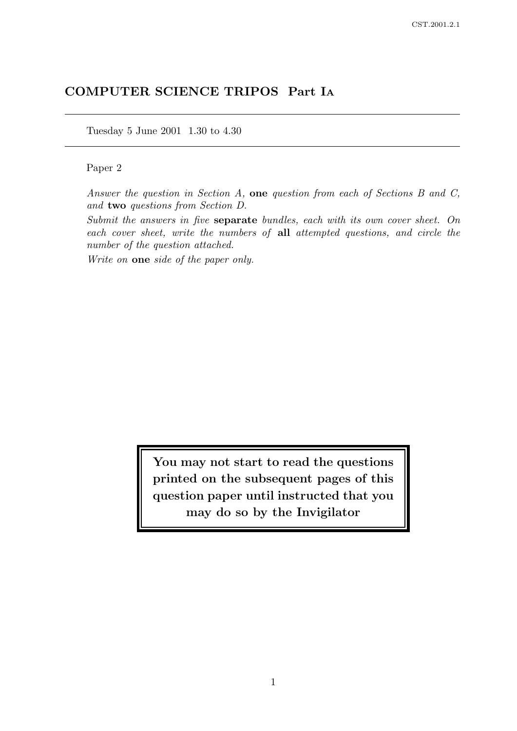# COMPUTER SCIENCE TRIPOS Part IA

Tuesday 5 June 2001 1.30 to 4.30

Paper 2

*Answer the question in Section A,* **one** *question from each of Sections B and C, and* **two** *questions from Section D.*

*Submit the answers in five* **separate** *bundles, each with its own cover sheet. On each cover sheet, write the numbers of* **all** *attempted questions, and circle the number of the question attached.*

*Write on* **one** *side of the paper only.*

**You may not start to read the questions printed on the subsequent pages of this question paper until instructed that you may do so by the Invigilator**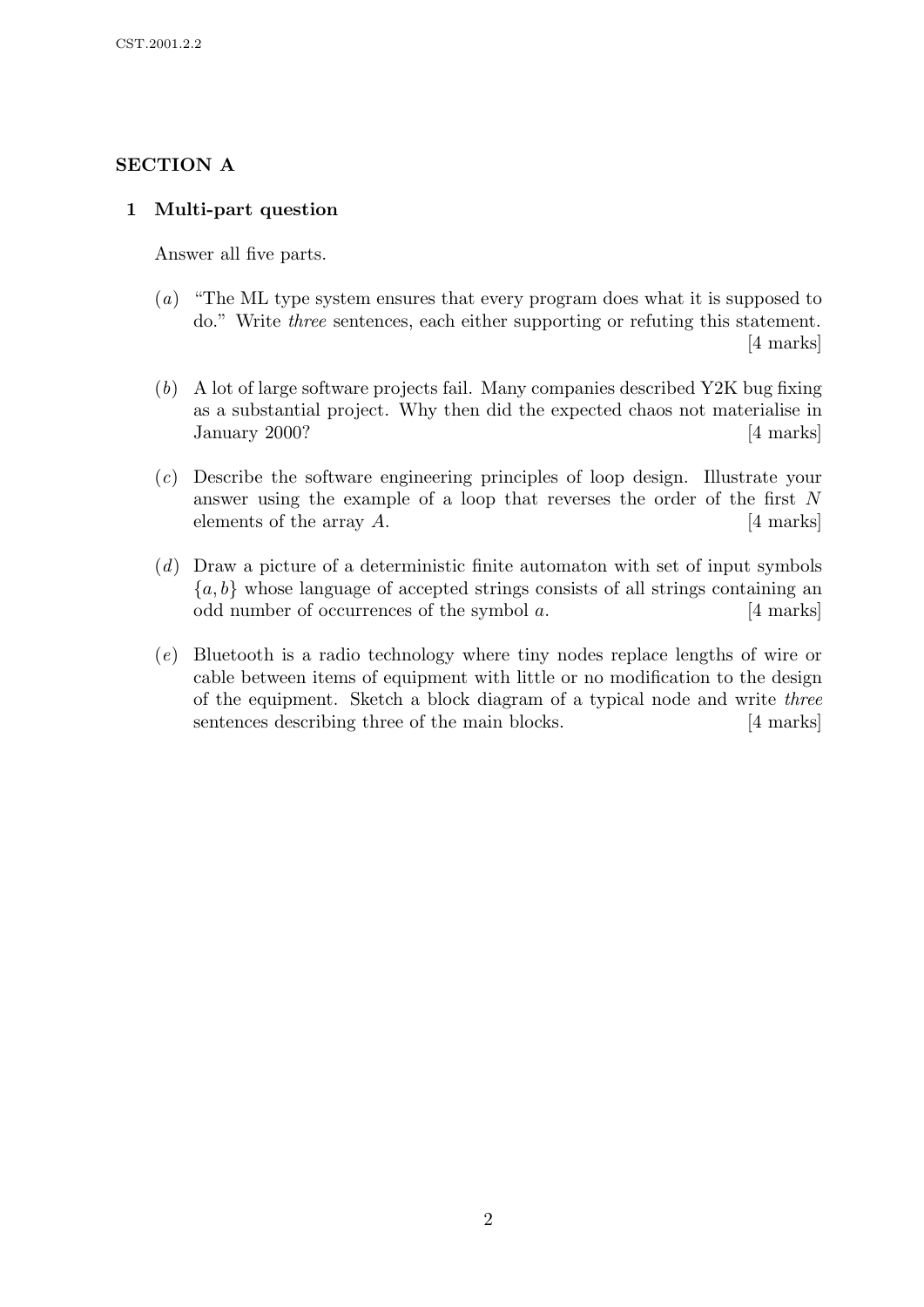## SECTION A

### 1 Multi-part question

Answer all five parts.

(*a*) "The ML type system ensures that every program does what it is supposed to do." Write *three* sentences, each either supporting or refuting this statement. [4 marks]

(*b*) A lot of large software projects fail. Many companies described Y2K bug fixing as a substantial project. Why then did the expected chaos not materialise in January 2000? [4 marks]

(*c*) Describe the software engineering principles of loop design. Illustrate your answer using the example of a loop that reverses the order of the first $N$ elements of the array $A$. [4 marks]

(*d*) Draw a picture of a deterministic finite automaton with set of input symbols $\{a, b\}$ whose language of accepted strings consists of all strings containing an odd number of occurrences of the symbol $a$. [4 marks]

(*e*) Bluetooth is a radio technology where tiny nodes replace lengths of wire or cable between items of equipment with little or no modification to the design of the equipment. Sketch a block diagram of a typical node and write *three* sentences describing three of the main blocks. [4 marks]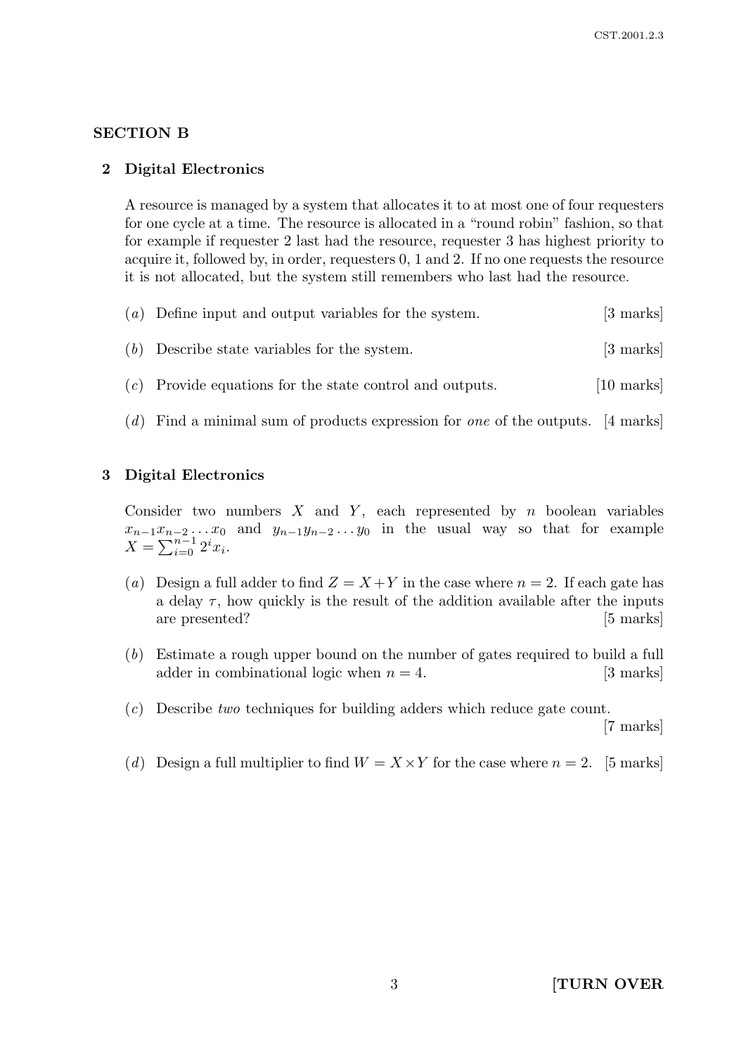## SECTION B

### 2 Digital Electronics

A resource is managed by a system that allocates it to at most one of four requesters for one cycle at a time. The resource is allocated in a "round robin" fashion, so that for example if requester 2 last had the resource, requester 3 has highest priority to acquire it, followed by, in order, requesters 0, 1 and 2. If no one requests the resource it is not allocated, but the system still remembers who last had the resource.

(*a*) Define input and output variables for the system. [3 marks]

(*b*) Describe state variables for the system. [3 marks]

(*c*) Provide equations for the state control and outputs. [10 marks]

(*d*) Find a minimal sum of products expression for *one* of the outputs. [4 marks]

### 3 Digital Electronics

Consider two numbers $X$ and $Y$, each represented by $n$ boolean variables $x_{n-1}x_{n-2}\ldots x_0$ and $y_{n-1}y_{n-2}\ldots y_0$ in the usual way so that for example $X = \sum_{i=0}^{n-1} 2^i x_i$.

(*a*) Design a full adder to find $Z = X + Y$ in the case where $n = 2$. If each gate has a delay $\tau$, how quickly is the result of the addition available after the inputs are presented? [5 marks]

(*b*) Estimate a rough upper bound on the number of gates required to build a full adder in combinational logic when $n = 4$. [3 marks]

(*c*) Describe *two* techniques for building adders which reduce gate count. [7 marks]

(*d*) Design a full multiplier to find $W = X \times Y$ for the case where $n = 2$. [5 marks]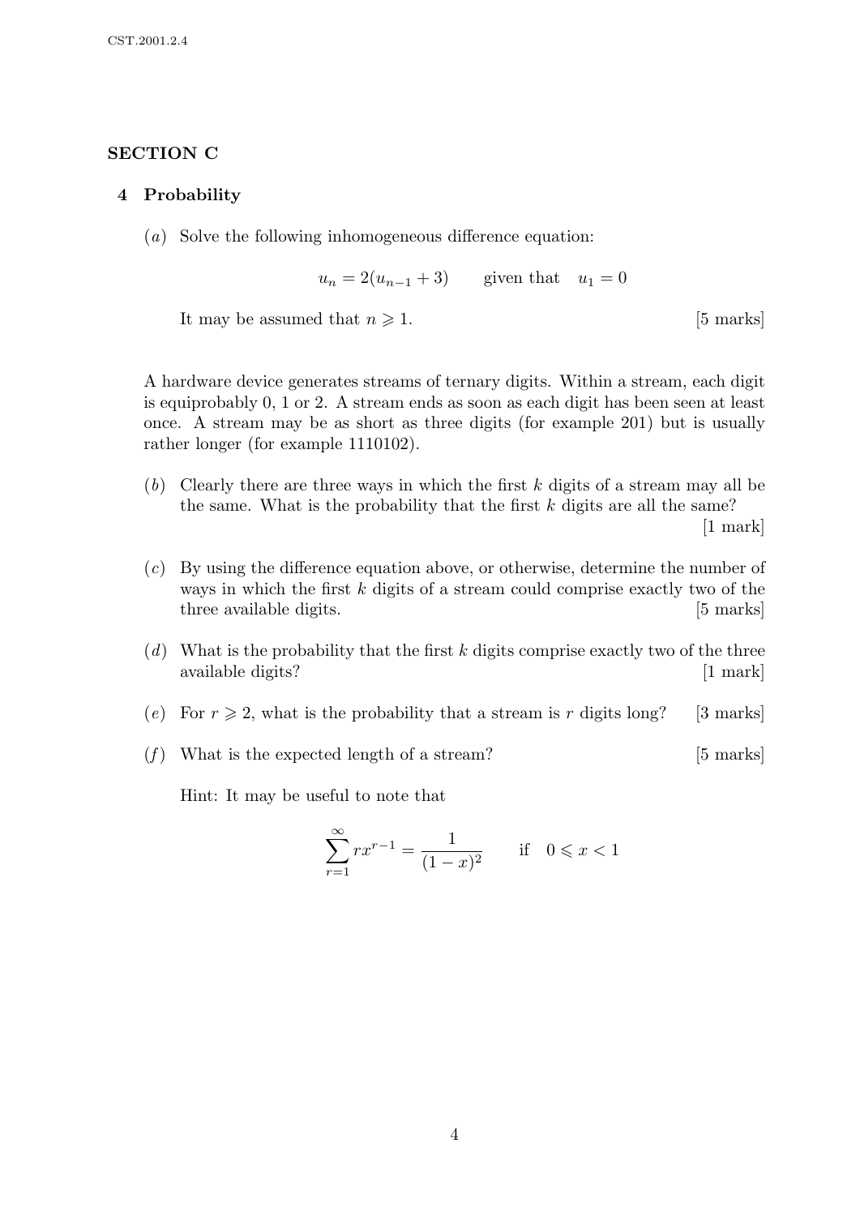## SECTION C

### 4 Probability

(*a*) Solve the following inhomogeneous difference equation:

$$u_n = 2(u_{n-1} + 3) \qquad \text{given that} \quad u_1 = 0$$

It may be assumed that $n \geqslant 1$. [5 marks]

A hardware device generates streams of ternary digits. Within a stream, each digit is equiprobably 0, 1 or 2. A stream ends as soon as each digit has been seen at least once. A stream may be as short as three digits (for example 201) but is usually rather longer (for example 1110102).

(*b*) Clearly there are three ways in which the first $k$ digits of a stream may all be the same. What is the probability that the first $k$ digits are all the same? [1 mark]

(*c*) By using the difference equation above, or otherwise, determine the number of ways in which the first $k$ digits of a stream could comprise exactly two of the three available digits. [5 marks]

(*d*) What is the probability that the first $k$ digits comprise exactly two of the three available digits? [1 mark]

(*e*) For $r \geqslant 2$, what is the probability that a stream is $r$ digits long? [3 marks]

(*f*) What is the expected length of a stream? [5 marks]

Hint: It may be useful to note that

$$\sum_{r=1}^{\infty} r x^{r-1} = \frac{1}{(1-x)^2} \qquad \text{if} \quad 0 \leqslant x < 1$$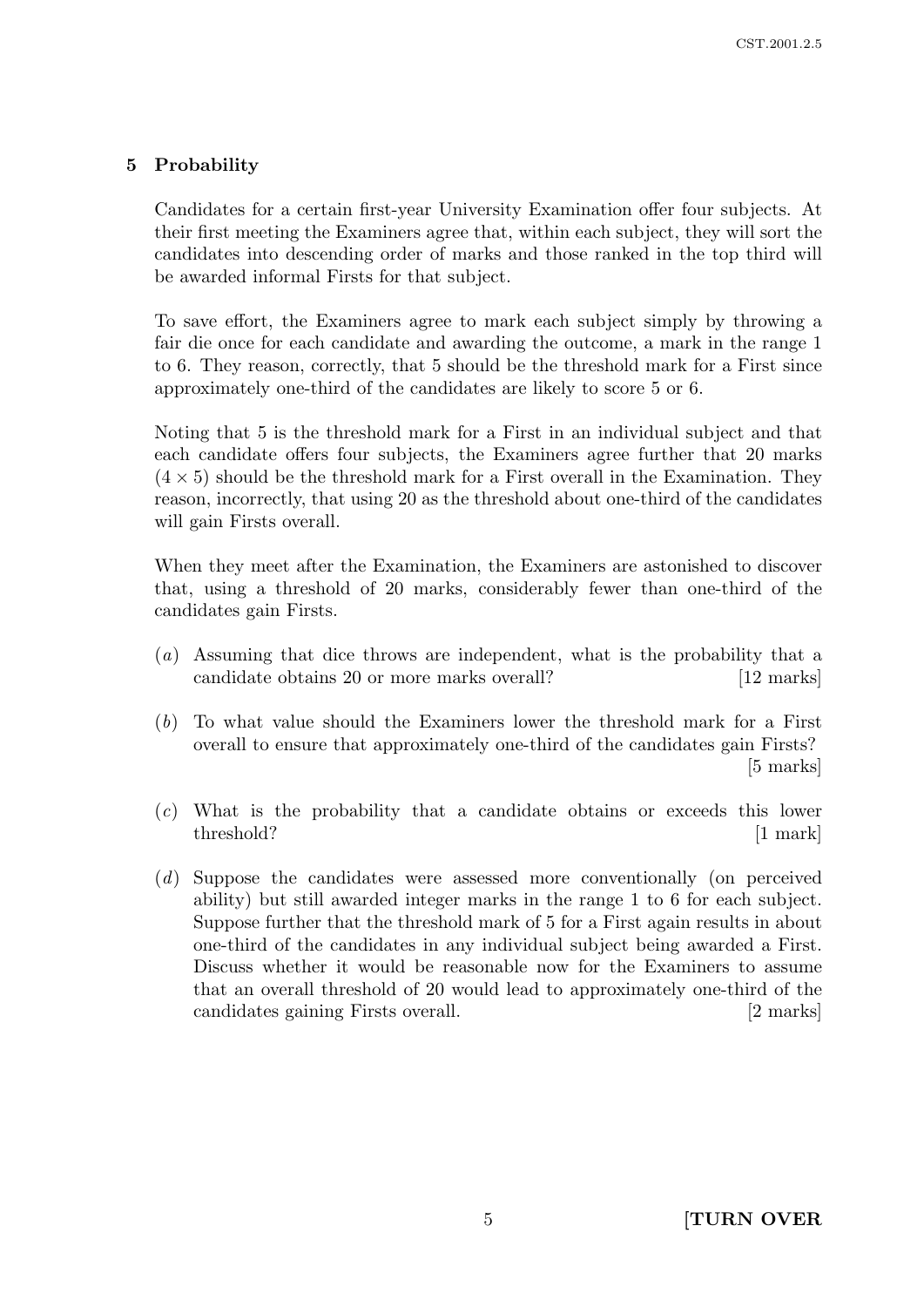## 5 Probability

Candidates for a certain first-year University Examination offer four subjects. At their first meeting the Examiners agree that, within each subject, they will sort the candidates into descending order of marks and those ranked in the top third will be awarded informal Firsts for that subject.

To save effort, the Examiners agree to mark each subject simply by throwing a fair die once for each candidate and awarding the outcome, a mark in the range 1 to 6. They reason, correctly, that 5 should be the threshold mark for a First since approximately one-third of the candidates are likely to score 5 or 6.

Noting that 5 is the threshold mark for a First in an individual subject and that each candidate offers four subjects, the Examiners agree further that 20 marks ($4 \times 5$) should be the threshold mark for a First overall in the Examination. They reason, incorrectly, that using 20 as the threshold about one-third of the candidates will gain Firsts overall.

When they meet after the Examination, the Examiners are astonished to discover that, using a threshold of 20 marks, considerably fewer than one-third of the candidates gain Firsts.

(*a*) Assuming that dice throws are independent, what is the probability that a candidate obtains 20 or more marks overall? [12 marks]

(*b*) To what value should the Examiners lower the threshold mark for a First overall to ensure that approximately one-third of the candidates gain Firsts? [5 marks]

(*c*) What is the probability that a candidate obtains or exceeds this lower threshold? [1 mark]

(*d*) Suppose the candidates were assessed more conventionally (on perceived ability) but still awarded integer marks in the range 1 to 6 for each subject. Suppose further that the threshold mark of 5 for a First again results in about one-third of the candidates in any individual subject being awarded a First. Discuss whether it would be reasonable now for the Examiners to assume that an overall threshold of 20 would lead to approximately one-third of the candidates gaining Firsts overall. [2 marks]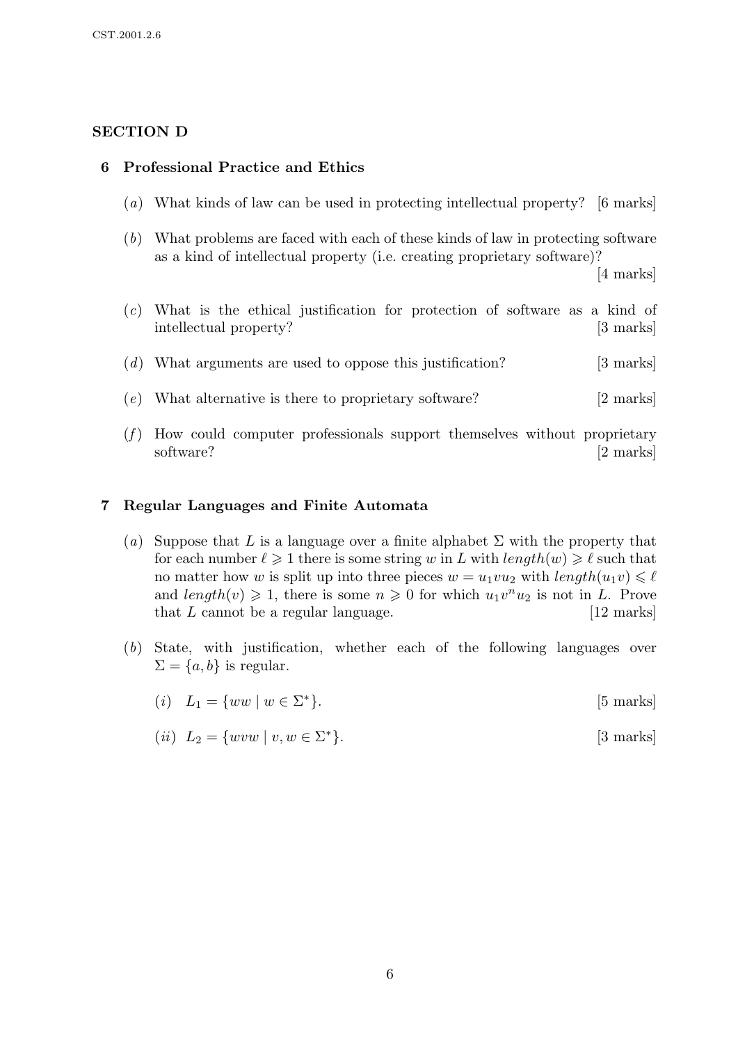## SECTION D

### 6 Professional Practice and Ethics

(*a*) What kinds of law can be used in protecting intellectual property? [6 marks]

(*b*) What problems are faced with each of these kinds of law in protecting software as a kind of intellectual property (i.e. creating proprietary software)? [4 marks]

(*c*) What is the ethical justification for protection of software as a kind of intellectual property? [3 marks]

(*d*) What arguments are used to oppose this justification? [3 marks]

(*e*) What alternative is there to proprietary software? [2 marks]

(*f*) How could computer professionals support themselves without proprietary software? [2 marks]

### 7 Regular Languages and Finite Automata

(*a*) Suppose that $L$ is a language over a finite alphabet $\Sigma$ with the property that for each number $\ell \geqslant 1$ there is some string $w$ in $L$ with $length(w) \geqslant \ell$ such that no matter how $w$ is split up into three pieces $w = u_1 v u_2$ with $length(u_1 v) \leqslant \ell$ and $length(v) \geqslant 1$, there is some $n \geqslant 0$ for which $u_1 v^n u_2$ is not in $L$. Prove that $L$ cannot be a regular language. [12 marks]

(*b*) State, with justification, whether each of the following languages over $\Sigma = \{a, b\}$ is regular.

(*i*) $L_1 = \{ww \mid w \in \Sigma^*\}$. [5 marks]

(*ii*) $L_2 = \{wvw \mid v, w \in \Sigma^*\}$. [3 marks]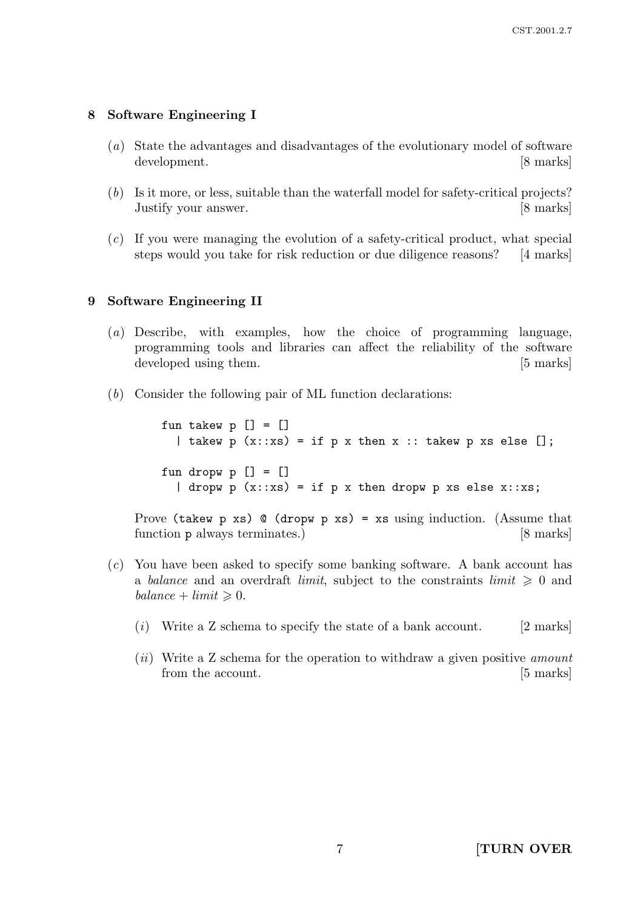## 8 Software Engineering I

(*a*) State the advantages and disadvantages of the evolutionary model of software development. [8 marks]

(*b*) Is it more, or less, suitable than the waterfall model for safety-critical projects? Justify your answer. [8 marks]

(*c*) If you were managing the evolution of a safety-critical product, what special steps would you take for risk reduction or due diligence reasons? [4 marks]

## 9 Software Engineering II

(*a*) Describe, with examples, how the choice of programming language, programming tools and libraries can affect the reliability of the software developed using them. [5 marks]

(*b*) Consider the following pair of ML function declarations:

```
fun takew p [] = []
  | takew p (x::xs) = if p x then x :: takew p xs else [];

fun dropw p [] = []
  | dropw p (x::xs) = if p x then dropw p xs else x::xs;
```

Prove `(takew p xs) @ (dropw p xs) = xs` using induction. (Assume that function `p` always terminates.) [8 marks]

(*c*) You have been asked to specify some banking software. A bank account has a *balance* and an overdraft *limit*, subject to the constraints $limit \geqslant 0$ and $balance + limit \geqslant 0$.

(*i*) Write a Z schema to specify the state of a bank account. [2 marks]

(*ii*) Write a Z schema for the operation to withdraw a given positive *amount* from the account. [5 marks]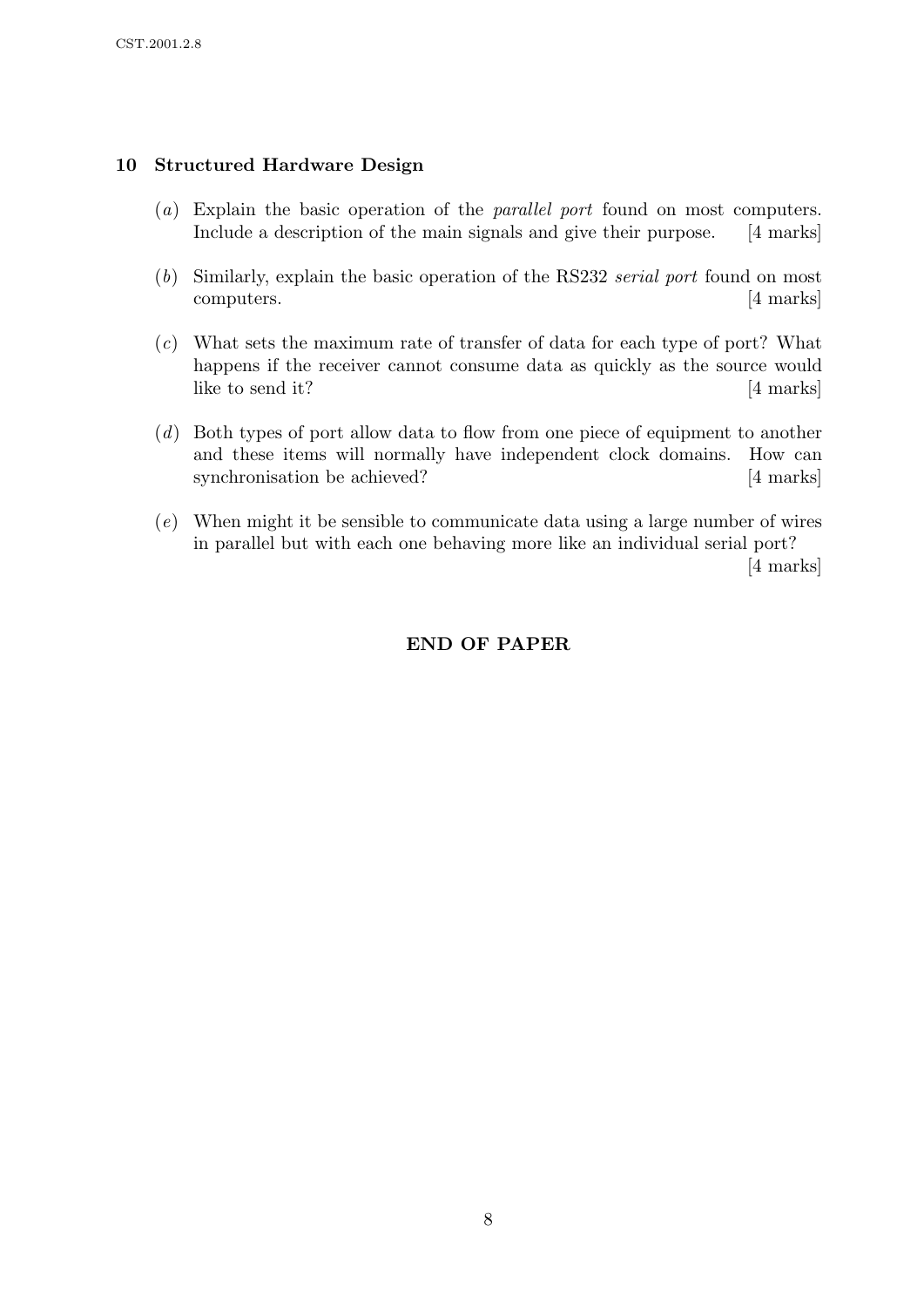## 10 Structured Hardware Design

(*a*) Explain the basic operation of the *parallel port* found on most computers. Include a description of the main signals and give their purpose. [4 marks]

(*b*) Similarly, explain the basic operation of the RS232 *serial port* found on most computers. [4 marks]

(*c*) What sets the maximum rate of transfer of data for each type of port? What happens if the receiver cannot consume data as quickly as the source would like to send it? [4 marks]

(*d*) Both types of port allow data to flow from one piece of equipment to another and these items will normally have independent clock domains. How can synchronisation be achieved? [4 marks]

(*e*) When might it be sensible to communicate data using a large number of wires in parallel but with each one behaving more like an individual serial port? [4 marks]

**END OF PAPER**